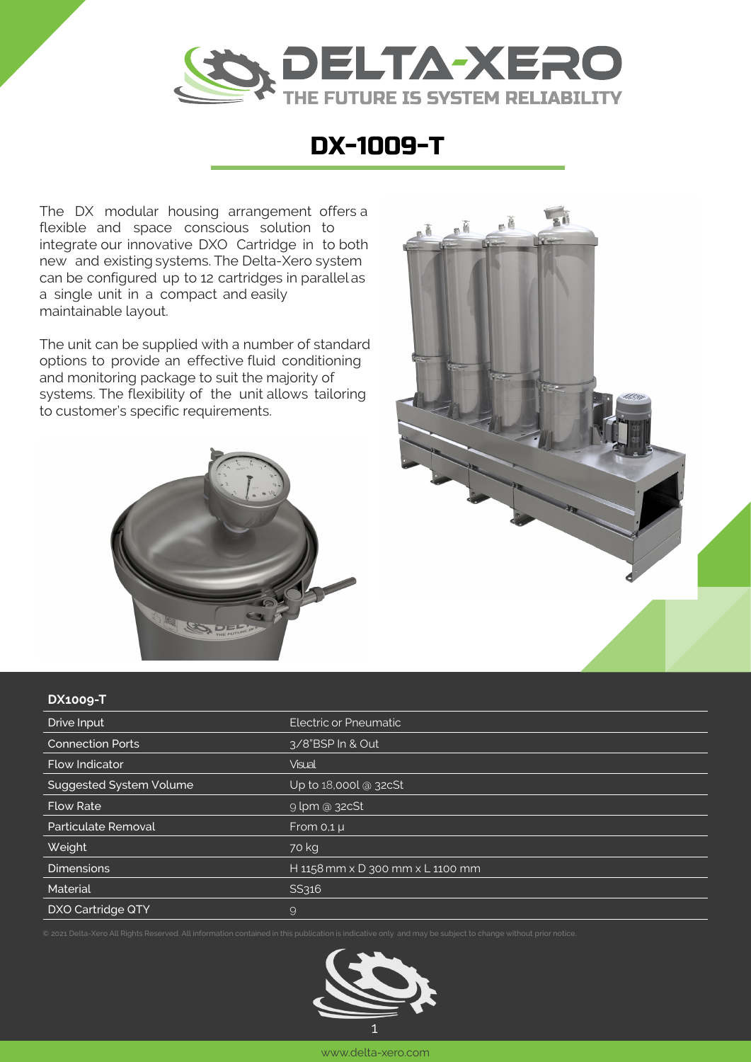# DX-1009-T

The DX modular housing arrangement offers a flexible and space conscious solution to integrate our innovative DXO Cartridge in to both new and existing systems. The Delta-Xero system can be configured up to 12 cartridges in parallel as a single unit in a compact and easily maintainable layout.

The unit can be supplied with a number of standard options to provide an effective fluid conditioning and monitoring package to suit the majority of systems. The flexibility of the unit allows tailoring to customer's specific requirements.

| DX1009-T | |
|---|---|
| Drive Input | Electric or Pneumatic |
| Connection Ports | 3/8"BSP In & Out |
| Flow Indicator | Visual |
| Suggested System Volume | Up to 18,000l @ 32cSt |
| Flow Rate | 9 lpm @ 32cSt |
| Particulate Removal | From 0,1 µ |
| Weight | 70 kg |
| Dimensions | H 1158 mm x D 300 mm x L 1100 mm |
| Material | SS316 |
| DXO Cartridge QTY | 9 |

© 2021 Delta-Xero All Rights Reserved. All information contained in this publication is indicative only and may be subject to change without prior notice.

www.delta-xero.com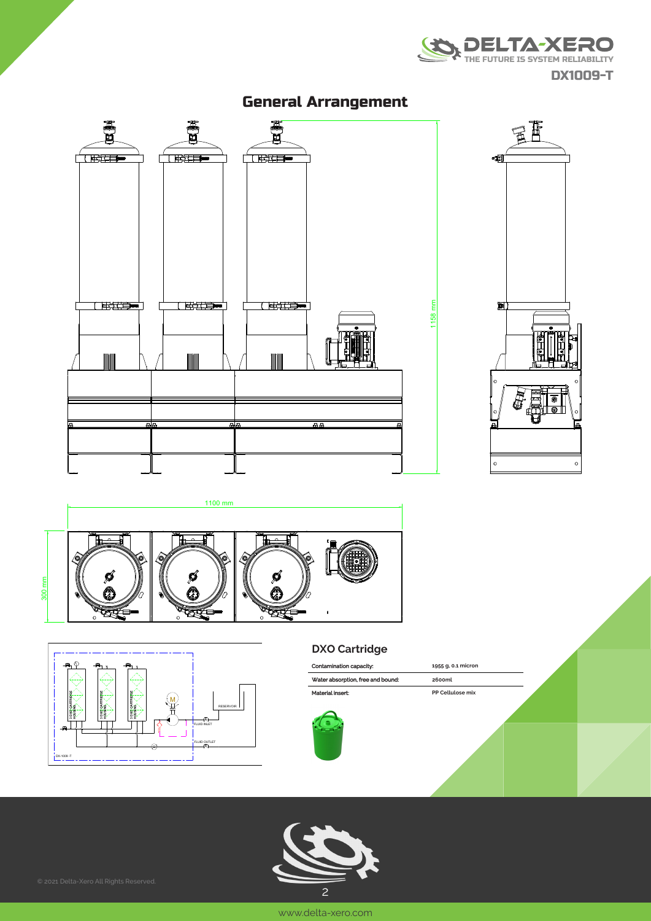DELTA-XERO
THE FUTURE IS SYSTEM RELIABILITY

**DX1009-T**

## General Arrangement

1158 mm

1100 mm

300 mm

3 DXO CARTRIDGE HOUSING

3 DXO CARTRIDGE HOUSING

3 DXO CARTRIDGE HOUSING

M

RESERVOIR

FLUID INLET

FLUID OUTLET

DX-1009-T

## DXO Cartridge

| | |
|---|---|
| Contamination capacity: | 1955 g, 0.1 micron |
| Water absorption, free and bound: | 2600ml |
| Material insert: | PP Cellulose mix |

© 2021 Delta-Xero All Rights Reserved.

www.delta-xero.com